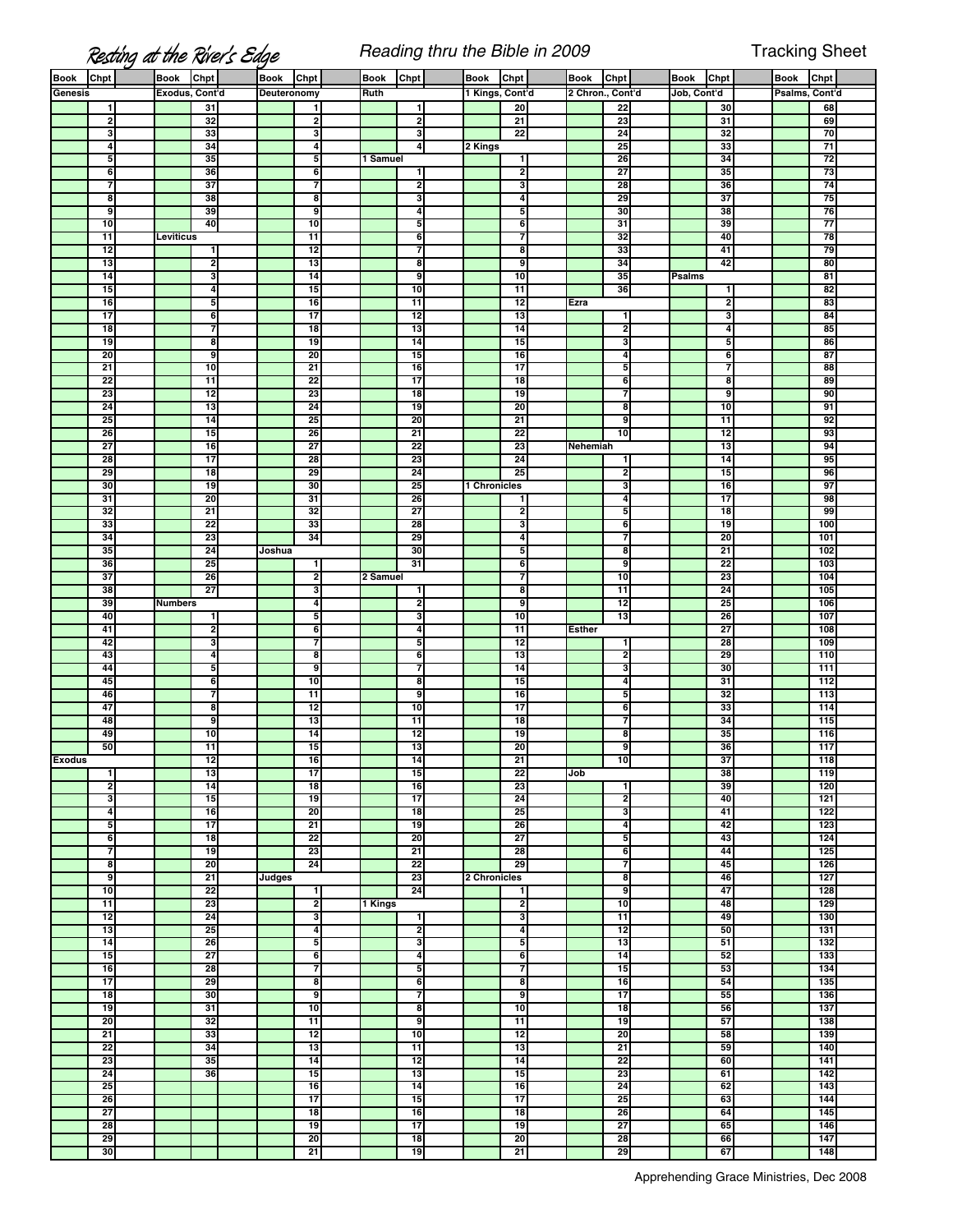# Resting at the River's Edge

*Reading thru the Bible in 2009*

Tracking Sheet

| Book | Chpt | Book | Chpt | Book | Chpt | Book | Chpt | Book | Chpt | Book | Chpt | Book | Chpt | Book | Chpt |
|---|---|---|---|---|---|---|---|---|---|---|---|---|---|---|---|
| Genesis | | Exodus, Cont'd | | Deuteronomy | | Ruth | | 1 Kings, Cont'd | | 2 Chron., Cont'd | | Job, Cont'd | | Psalms, Cont'd | |
| | 1 | | 31 | | 1 | | 1 | | 20 | | 22 | | 30 | | 68 |
| | 2 | | 32 | | 2 | | 2 | | 21 | | 23 | | 31 | | 69 |
| | 3 | | 33 | | 3 | | 3 | | 22 | | 24 | | 32 | | 70 |
| | 4 | | 34 | | 4 | | 4 | 2 Kings | | | 25 | | 33 | | 71 |
| | 5 | | 35 | | 5 | 1 Samuel | | | 1 | | 26 | | 34 | | 72 |
| | 6 | | 36 | | 6 | | 1 | | 2 | | 27 | | 35 | | 73 |
| | 7 | | 37 | | 7 | | 2 | | 3 | | 28 | | 36 | | 74 |
| | 8 | | 38 | | 8 | | 3 | | 4 | | 29 | | 37 | | 75 |
| | 9 | | 39 | | 9 | | 4 | | 5 | | 30 | | 38 | | 76 |
| | 10 | | 40 | | 10 | | 5 | | 6 | | 31 | | 39 | | 77 |
| | 11 | Leviticus | | | 11 | | 6 | | 7 | | 32 | | 40 | | 78 |
| | 12 | | 1 | | 12 | | 7 | | 8 | | 33 | | 41 | | 79 |
| | 13 | | 2 | | 13 | | 8 | | 9 | | 34 | | 42 | | 80 |
| | 14 | | 3 | | 14 | | 9 | | 10 | | 35 | Psalms | | | 81 |
| | 15 | | 4 | | 15 | | 10 | | 11 | | 36 | | 1 | | 82 |
| | 16 | | 5 | | 16 | | 11 | | 12 | Ezra | | | 2 | | 83 |
| | 17 | | 6 | | 17 | | 12 | | 13 | | 1 | | 3 | | 84 |
| | 18 | | 7 | | 18 | | 13 | | 14 | | 2 | | 4 | | 85 |
| | 19 | | 8 | | 19 | | 14 | | 15 | | 3 | | 5 | | 86 |
| | 20 | | 9 | | 20 | | 15 | | 16 | | 4 | | 6 | | 87 |
| | 21 | | 10 | | 21 | | 16 | | 17 | | 5 | | 7 | | 88 |
| | 22 | | 11 | | 22 | | 17 | | 18 | | 6 | | 8 | | 89 |
| | 23 | | 12 | | 23 | | 18 | | 19 | | 7 | | 9 | | 90 |
| | 24 | | 13 | | 24 | | 19 | | 20 | | 8 | | 10 | | 91 |
| | 25 | | 14 | | 25 | | 20 | | 21 | | 9 | | 11 | | 92 |
| | 26 | | 15 | | 26 | | 21 | | 22 | | 10 | | 12 | | 93 |
| | 27 | | 16 | | 27 | | 22 | | 23 | Nehemiah | | | 13 | | 94 |
| | 28 | | 17 | | 28 | | 23 | | 24 | | 1 | | 14 | | 95 |
| | 29 | | 18 | | 29 | | 24 | | 25 | | 2 | | 15 | | 96 |
| | 30 | | 19 | | 30 | | 25 | 1 Chronicles | | | 3 | | 16 | | 97 |
| | 31 | | 20 | | 31 | | 26 | | 1 | | 4 | | 17 | | 98 |
| | 32 | | 21 | | 32 | | 27 | | 2 | | 5 | | 18 | | 99 |
| | 33 | | 22 | | 33 | | 28 | | 3 | | 6 | | 19 | | 100 |
| | 34 | | 23 | | 34 | | 29 | | 4 | | 7 | | 20 | | 101 |
| | 35 | | 24 | Joshua | | | 30 | | 5 | | 8 | | 21 | | 102 |
| | 36 | | 25 | | 1 | | 31 | | 6 | | 9 | | 22 | | 103 |
| | 37 | | 26 | | 2 | 2 Samuel | | | 7 | | 10 | | 23 | | 104 |
| | 38 | | 27 | | 3 | | 1 | | 8 | | 11 | | 24 | | 105 |
| | 39 | Numbers | | | 4 | | 2 | | 9 | | 12 | | 25 | | 106 |
| | 40 | | 1 | | 5 | | 3 | | 10 | | 13 | | 26 | | 107 |
| | 41 | | 2 | | 6 | | 4 | | 11 | Esther | | | 27 | | 108 |
| | 42 | | 3 | | 7 | | 5 | | 12 | | 1 | | 28 | | 109 |
| | 43 | | 4 | | 8 | | 6 | | 13 | | 2 | | 29 | | 110 |
| | 44 | | 5 | | 9 | | 7 | | 14 | | 3 | | 30 | | 111 |
| | 45 | | 6 | | 10 | | 8 | | 15 | | 4 | | 31 | | 112 |
| | 46 | | 7 | | 11 | | 9 | | 16 | | 5 | | 32 | | 113 |
| | 47 | | 8 | | 12 | | 10 | | 17 | | 6 | | 33 | | 114 |
| | 48 | | 9 | | 13 | | 11 | | 18 | | 7 | | 34 | | 115 |
| | 49 | | 10 | | 14 | | 12 | | 19 | | 8 | | 35 | | 116 |
| | 50 | | 11 | | 15 | | 13 | | 20 | | 9 | | 36 | | 117 |
| Exodus | | | 12 | | 16 | | 14 | | 21 | | 10 | | 37 | | 118 |
| | 1 | | 13 | | 17 | | 15 | | 22 | Job | | | 38 | | 119 |
| | 2 | | 14 | | 18 | | 16 | | 23 | | 1 | | 39 | | 120 |
| | 3 | | 15 | | 19 | | 17 | | 24 | | 2 | | 40 | | 121 |
| | 4 | | 16 | | 20 | | 18 | | 25 | | 3 | | 41 | | 122 |
| | 5 | | 17 | | 21 | | 19 | | 26 | | 4 | | 42 | | 123 |
| | 6 | | 18 | | 22 | | 20 | | 27 | | 5 | | 43 | | 124 |
| | 7 | | 19 | | 23 | | 21 | | 28 | | 6 | | 44 | | 125 |
| | 8 | | 20 | | 24 | | 22 | | 29 | | 7 | | 45 | | 126 |
| | 9 | | 21 | Judges | | | 23 | 2 Chronicles | | | 8 | | 46 | | 127 |
| | 10 | | 22 | | 1 | | 24 | | 1 | | 9 | | 47 | | 128 |
| | 11 | | 23 | | 2 | 1 Kings | | | 2 | | 10 | | 48 | | 129 |
| | 12 | | 24 | | 3 | | 1 | | 3 | | 11 | | 49 | | 130 |
| | 13 | | 25 | | 4 | | 2 | | 4 | | 12 | | 50 | | 131 |
| | 14 | | 26 | | 5 | | 3 | | 5 | | 13 | | 51 | | 132 |
| | 15 | | 27 | | 6 | | 4 | | 6 | | 14 | | 52 | | 133 |
| | 16 | | 28 | | 7 | | 5 | | 7 | | 15 | | 53 | | 134 |
| | 17 | | 29 | | 8 | | 6 | | 8 | | 16 | | 54 | | 135 |
| | 18 | | 30 | | 9 | | 7 | | 9 | | 17 | | 55 | | 136 |
| | 19 | | 31 | | 10 | | 8 | | 10 | | 18 | | 56 | | 137 |
| | 20 | | 32 | | 11 | | 9 | | 11 | | 19 | | 57 | | 138 |
| | 21 | | 33 | | 12 | | 10 | | 12 | | 20 | | 58 | | 139 |
| | 22 | | 34 | | 13 | | 11 | | 13 | | 21 | | 59 | | 140 |
| | 23 | | 35 | | 14 | | 12 | | 14 | | 22 | | 60 | | 141 |
| | 24 | | 36 | | 15 | | 13 | | 15 | | 23 | | 61 | | 142 |
| | 25 | | | | 16 | | 14 | | 16 | | 24 | | 62 | | 143 |
| | 26 | | | | 17 | | 15 | | 17 | | 25 | | 63 | | 144 |
| | 27 | | | | 18 | | 16 | | 18 | | 26 | | 64 | | 145 |
| | 28 | | | | 19 | | 17 | | 19 | | 27 | | 65 | | 146 |
| | 29 | | | | 20 | | 18 | | 20 | | 28 | | 66 | | 147 |
| | 30 | | | | 21 | | 19 | | 21 | | 29 | | 67 | | 148 |

Apprehending Grace Ministries, Dec 2008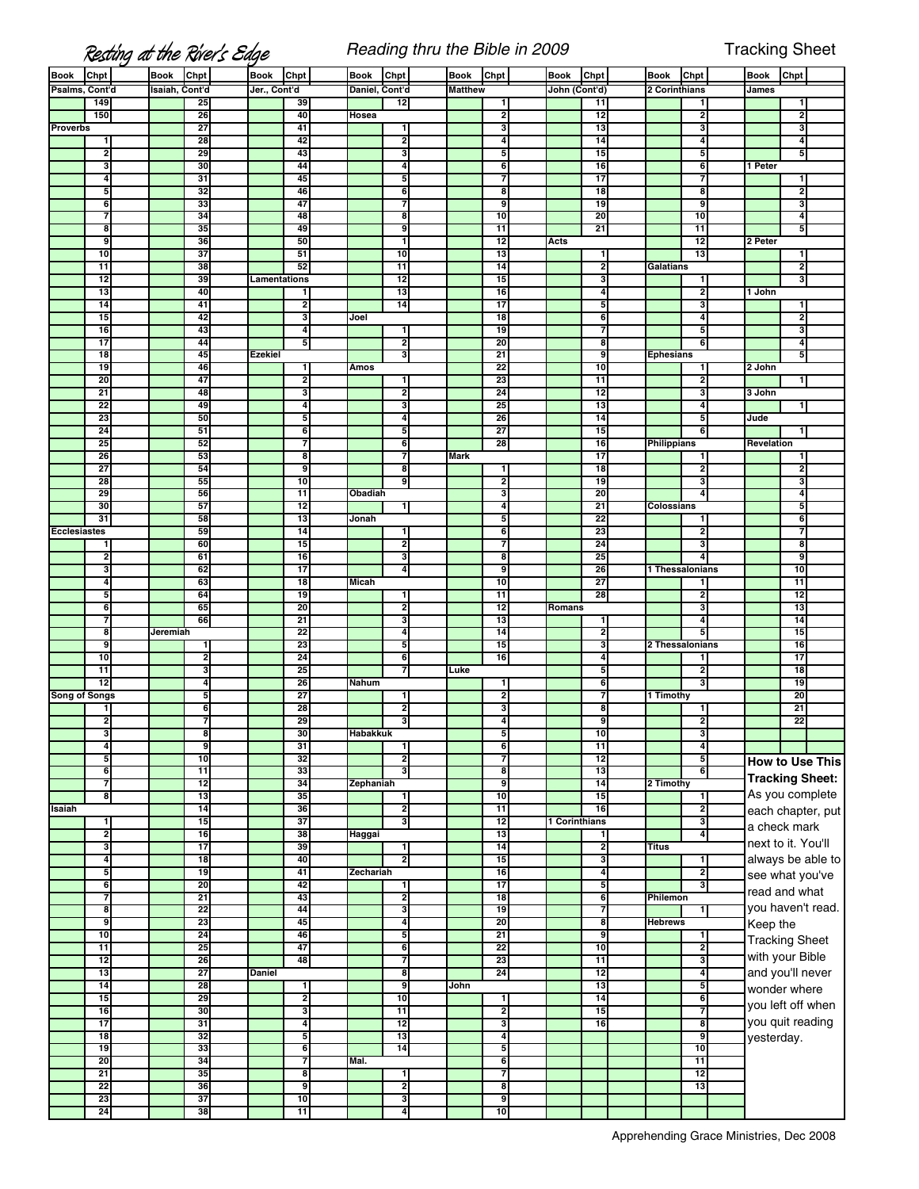Resting at the River's Edge

# Reading thru the Bible in 2009

Tracking Sheet

| Book | Chpt | Book | Chpt | Book | Chpt | Book | Chpt | Book | Chpt | Book | Chpt | Book | Chpt | Book | Chpt |
|---|---|---|---|---|---|---|---|---|---|---|---|---|---|---|---|
| Psalms, Cont'd | | Isaiah, Cont'd | | Jer., Cont'd | | Daniel, Cont'd | | Matthew | | John (Cont'd) | | 2 Corinthians | | James | |
| | 149 | | 25 | | 39 | | 12 | | 1 | | 11 | | 1 | | 1 |
| | 150 | | 26 | | 40 | Hosea | | | 2 | | 12 | | 2 | | 2 |
| Proverbs | | | 27 | | 41 | | 1 | | 3 | | 13 | | 3 | | 3 |
| | 1 | | 28 | | 42 | | 2 | | 4 | | 14 | | 4 | | 4 |
| | 2 | | 29 | | 43 | | 3 | | 5 | | 15 | | 5 | | 5 |
| | 3 | | 30 | | 44 | | 4 | | 6 | | 16 | | 6 | 1 Peter | |
| | 4 | | 31 | | 45 | | 5 | | 7 | | 17 | | 7 | | 1 |
| | 5 | | 32 | | 46 | | 6 | | 8 | | 18 | | 8 | | 2 |
| | 6 | | 33 | | 47 | | 7 | | 9 | | 19 | | 9 | | 3 |
| | 7 | | 34 | | 48 | | 8 | | 10 | | 20 | | 10 | | 4 |
| | 8 | | 35 | | 49 | | 9 | | 11 | | 21 | | 11 | | 5 |
| | 9 | | 36 | | 50 | | 1 | | 12 | Acts | | | 12 | 2 Peter | |
| | 10 | | 37 | | 51 | | 10 | | 13 | | 1 | | 13 | | 1 |
| | 11 | | 38 | | 52 | | 11 | | 14 | | 2 | Galatians | | | 2 |
| | 12 | | 39 | Lamentations | | | 12 | | 15 | | 3 | | 1 | | 3 |
| | 13 | | 40 | | 1 | | 13 | | 16 | | 4 | | 2 | 1 John | |
| | 14 | | 41 | | 2 | | 14 | | 17 | | 5 | | 3 | | 1 |
| | 15 | | 42 | | 3 | Joel | | | 18 | | 6 | | 4 | | 2 |
| | 16 | | 43 | | 4 | | 1 | | 19 | | 7 | | 5 | | 3 |
| | 17 | | 44 | | 5 | | 2 | | 20 | | 8 | | 6 | | 4 |
| | 18 | | 45 | Ezekiel | | | 3 | | 21 | | 9 | Ephesians | | | 5 |
| | 19 | | 46 | | 1 | Amos | | | 22 | | 10 | | 1 | 2 John | |
| | 20 | | 47 | | 2 | | 1 | | 23 | | 11 | | 2 | | 1 |
| | 21 | | 48 | | 3 | | 2 | | 24 | | 12 | | 3 | 3 John | |
| | 22 | | 49 | | 4 | | 3 | | 25 | | 13 | | 4 | | 1 |
| | 23 | | 50 | | 5 | | 4 | | 26 | | 14 | | 5 | Jude | |
| | 24 | | 51 | | 6 | | 5 | | 27 | | 15 | | 6 | | 1 |
| | 25 | | 52 | | 7 | | 6 | | 28 | | 16 | Philippians | | Revelation | |
| | 26 | | 53 | | 8 | | 7 | Mark | | | 17 | | 1 | | 1 |
| | 27 | | 54 | | 9 | | 8 | | 1 | | 18 | | 2 | | 2 |
| | 28 | | 55 | | 10 | | 9 | | 2 | | 19 | | 3 | | 3 |
| | 29 | | 56 | | 11 | Obadiah | | | 3 | | 20 | | 4 | | 4 |
| | 30 | | 57 | | 12 | | 1 | | 4 | | 21 | Colossians | | | 5 |
| | 31 | | 58 | | 13 | Jonah | | | 5 | | 22 | | 1 | | 6 |
| Ecclesiastes | | | 59 | | 14 | | 1 | | 6 | | 23 | | 2 | | 7 |
| | 1 | | 60 | | 15 | | 2 | | 7 | | 24 | | 3 | | 8 |
| | 2 | | 61 | | 16 | | 3 | | 8 | | 25 | | 4 | | 9 |
| | 3 | | 62 | | 17 | | 4 | | 9 | | 26 | 1 Thessalonians | | | 10 |
| | 4 | | 63 | | 18 | Micah | | | 10 | | 27 | | 1 | | 11 |
| | 5 | | 64 | | 19 | | 1 | | 11 | | 28 | | 2 | | 12 |
| | 6 | | 65 | | 20 | | 2 | | 12 | Romans | | | 3 | | 13 |
| | 7 | | 66 | | 21 | | 3 | | 13 | | 1 | | 4 | | 14 |
| | 8 | Jeremiah | | | 22 | | 4 | | 14 | | 2 | | 5 | | 15 |
| | 9 | | 1 | | 23 | | 5 | | 15 | | 3 | 2 Thessalonians | | | 16 |
| | 10 | | 2 | | 24 | | 6 | | 16 | | 4 | | 1 | | 17 |
| | 11 | | 3 | | 25 | | 7 | Luke | | | 5 | | 2 | | 18 |
| | 12 | | 4 | | 26 | Nahum | | | 1 | | 6 | | 3 | | 19 |
| Song of Songs | | | 5 | | 27 | | 1 | | 2 | | 7 | 1 Timothy | | | 20 |
| | 1 | | 6 | | 28 | | 2 | | 3 | | 8 | | 1 | | 21 |
| | 2 | | 7 | | 29 | | 3 | | 4 | | 9 | | 2 | | 22 |
| | 3 | | 8 | | 30 | Habakkuk | | | 5 | | 10 | | 3 | | |
| | 4 | | 9 | | 31 | | 1 | | 6 | | 11 | | 4 | | |
| | 5 | | 10 | | 32 | | 2 | | 7 | | 12 | | 5 | | |
| | 6 | | 11 | | 33 | | 3 | | 8 | | 13 | | 6 | | |
| | 7 | | 12 | | 34 | Zephaniah | | | 9 | | 14 | 2 Timothy | | | |
| | 8 | | 13 | | 35 | | 1 | | 10 | | 15 | | 1 | | |
| Isaiah | | | 14 | | 36 | | 2 | | 11 | | 16 | | 2 | | |
| | 1 | | 15 | | 37 | | 3 | | 12 | 1 Corinthians | | | 3 | | |
| | 2 | | 16 | | 38 | Haggai | | | 13 | | 1 | | 4 | | |
| | 3 | | 17 | | 39 | | 1 | | 14 | | 2 | Titus | | | |
| | 4 | | 18 | | 40 | | 2 | | 15 | | 3 | | 1 | | |
| | 5 | | 19 | | 41 | Zechariah | | | 16 | | 4 | | 2 | | |
| | 6 | | 20 | | 42 | | 1 | | 17 | | 5 | | 3 | | |
| | 7 | | 21 | | 43 | | 2 | | 18 | | 6 | Philemon | | | |
| | 8 | | 22 | | 44 | | 3 | | 19 | | 7 | | 1 | | |
| | 9 | | 23 | | 45 | | 4 | | 20 | | 8 | Hebrews | | | |
| | 10 | | 24 | | 46 | | 5 | | 21 | | 9 | | 1 | | |
| | 11 | | 25 | | 47 | | 6 | | 22 | | 10 | | 2 | | |
| | 12 | | 26 | | 48 | | 7 | | 23 | | 11 | | 3 | | |
| | 13 | | 27 | Daniel | | | 8 | | 24 | | 12 | | 4 | | |
| | 14 | | 28 | | 1 | | 9 | John | | | 13 | | 5 | | |
| | 15 | | 29 | | 2 | | 10 | | 1 | | 14 | | 6 | | |
| | 16 | | 30 | | 3 | | 11 | | 2 | | 15 | | 7 | | |
| | 17 | | 31 | | 4 | | 12 | | 3 | | 16 | | 8 | | |
| | 18 | | 32 | | 5 | | 13 | | 4 | | | | 9 | | |
| | 19 | | 33 | | 6 | | 14 | | 5 | | | | 10 | | |
| | 20 | | 34 | | 7 | Mal. | | | 6 | | | | 11 | | |
| | 21 | | 35 | | 8 | | 1 | | 7 | | | | 12 | | |
| | 22 | | 36 | | 9 | | 2 | | 8 | | | | 13 | | |
| | 23 | | 37 | | 10 | | 3 | | 9 | | | | | | |
| | 24 | | 38 | | 11 | | 4 | | 10 | | | | | | |

**How to Use This Tracking Sheet:**

As you complete each chapter, put a check mark next to it. You'll always be able to see what you've read and what you haven't read. Keep the Tracking Sheet with your Bible and you'll never wonder where you left off when you quit reading yesterday.

Apprehending Grace Ministries, Dec 2008